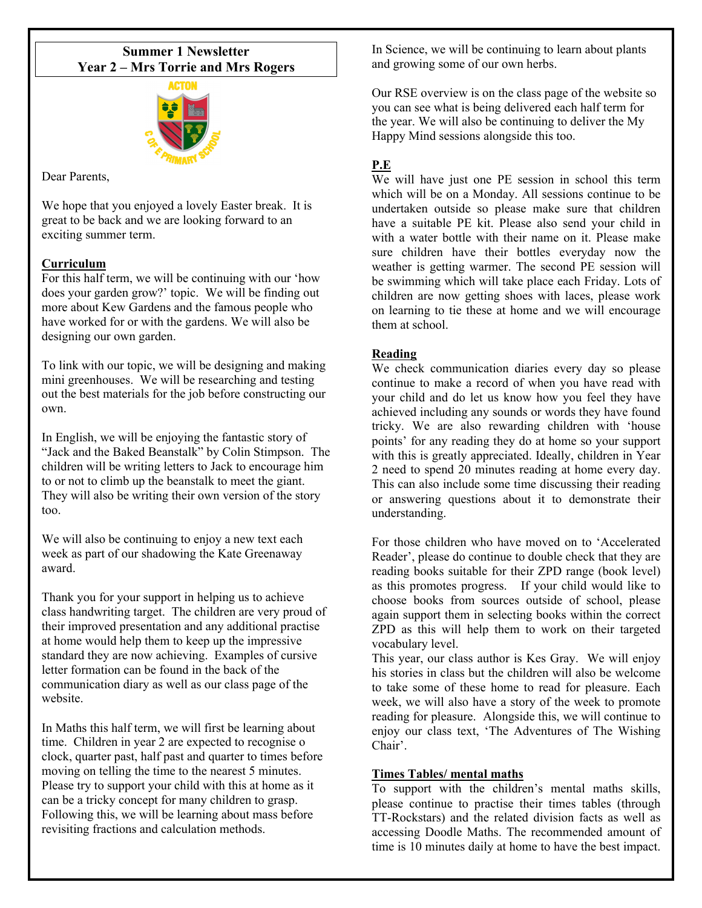# Summer 1 Newsletter
## Year 2 – Mrs Torrie and Mrs Rogers

Dear Parents,

We hope that you enjoyed a lovely Easter break. It is great to be back and we are looking forward to an exciting summer term.

**Curriculum**

For this half term, we will be continuing with our 'how does your garden grow?' topic. We will be finding out more about Kew Gardens and the famous people who have worked for or with the gardens. We will also be designing our own garden.

To link with our topic, we will be designing and making mini greenhouses. We will be researching and testing out the best materials for the job before constructing our own.

In English, we will be enjoying the fantastic story of "Jack and the Baked Beanstalk" by Colin Stimpson. The children will be writing letters to Jack to encourage him to or not to climb up the beanstalk to meet the giant. They will also be writing their own version of the story too.

We will also be continuing to enjoy a new text each week as part of our shadowing the Kate Greenaway award.

Thank you for your support in helping us to achieve class handwriting target. The children are very proud of their improved presentation and any additional practise at home would help them to keep up the impressive standard they are now achieving. Examples of cursive letter formation can be found in the back of the communication diary as well as our class page of the website.

In Maths this half term, we will first be learning about time. Children in year 2 are expected to recognise o clock, quarter past, half past and quarter to times before moving on telling the time to the nearest 5 minutes. Please try to support your child with this at home as it can be a tricky concept for many children to grasp. Following this, we will be learning about mass before revisiting fractions and calculation methods.

In Science, we will be continuing to learn about plants and growing some of our own herbs.

Our RSE overview is on the class page of the website so you can see what is being delivered each half term for the year. We will also be continuing to deliver the My Happy Mind sessions alongside this too.

**P.E**

We will have just one PE session in school this term which will be on a Monday. All sessions continue to be undertaken outside so please make sure that children have a suitable PE kit. Please also send your child in with a water bottle with their name on it. Please make sure children have their bottles everyday now the weather is getting warmer. The second PE session will be swimming which will take place each Friday. Lots of children are now getting shoes with laces, please work on learning to tie these at home and we will encourage them at school.

**Reading**

We check communication diaries every day so please continue to make a record of when you have read with your child and do let us know how you feel they have achieved including any sounds or words they have found tricky. We are also rewarding children with 'house points' for any reading they do at home so your support with this is greatly appreciated. Ideally, children in Year 2 need to spend 20 minutes reading at home every day. This can also include some time discussing their reading or answering questions about it to demonstrate their understanding.

For those children who have moved on to 'Accelerated Reader', please do continue to double check that they are reading books suitable for their ZPD range (book level) as this promotes progress. If your child would like to choose books from sources outside of school, please again support them in selecting books within the correct ZPD as this will help them to work on their targeted vocabulary level.

This year, our class author is Kes Gray. We will enjoy his stories in class but the children will also be welcome to take some of these home to read for pleasure. Each week, we will also have a story of the week to promote reading for pleasure. Alongside this, we will continue to enjoy our class text, 'The Adventures of The Wishing Chair'.

**Times Tables/ mental maths**

To support with the children's mental maths skills, please continue to practise their times tables (through TT-Rockstars) and the related division facts as well as accessing Doodle Maths. The recommended amount of time is 10 minutes daily at home to have the best impact.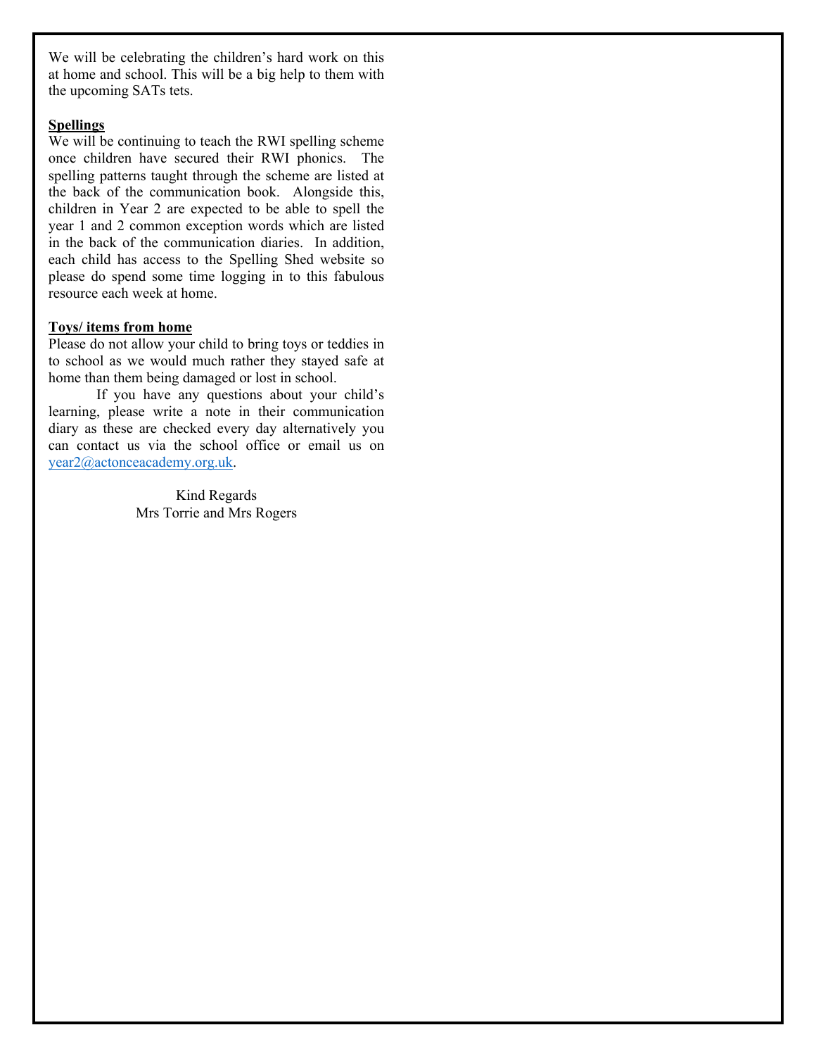We will be celebrating the children's hard work on this at home and school. This will be a big help to them with the upcoming SATs tets.

**Spellings**

We will be continuing to teach the RWI spelling scheme once children have secured their RWI phonics. The spelling patterns taught through the scheme are listed at the back of the communication book. Alongside this, children in Year 2 are expected to be able to spell the year 1 and 2 common exception words which are listed in the back of the communication diaries. In addition, each child has access to the Spelling Shed website so please do spend some time logging in to this fabulous resource each week at home.

**Toys/ items from home**

Please do not allow your child to bring toys or teddies in to school as we would much rather they stayed safe at home than them being damaged or lost in school.

If you have any questions about your child's learning, please write a note in their communication diary as these are checked every day alternatively you can contact us via the school office or email us on year2@actonceacademy.org.uk.

Kind Regards
Mrs Torrie and Mrs Rogers